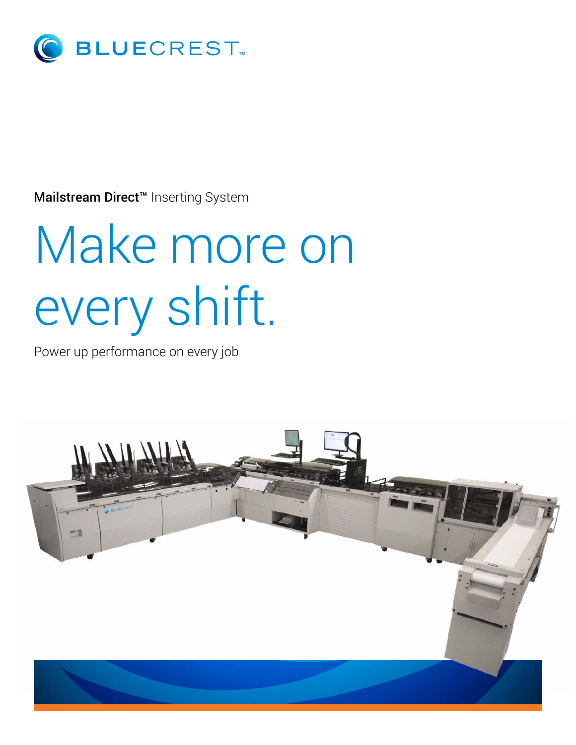BLUECREST™

**Mailstream Direct™** Inserting System

# Make more on every shift.

Power up performance on every job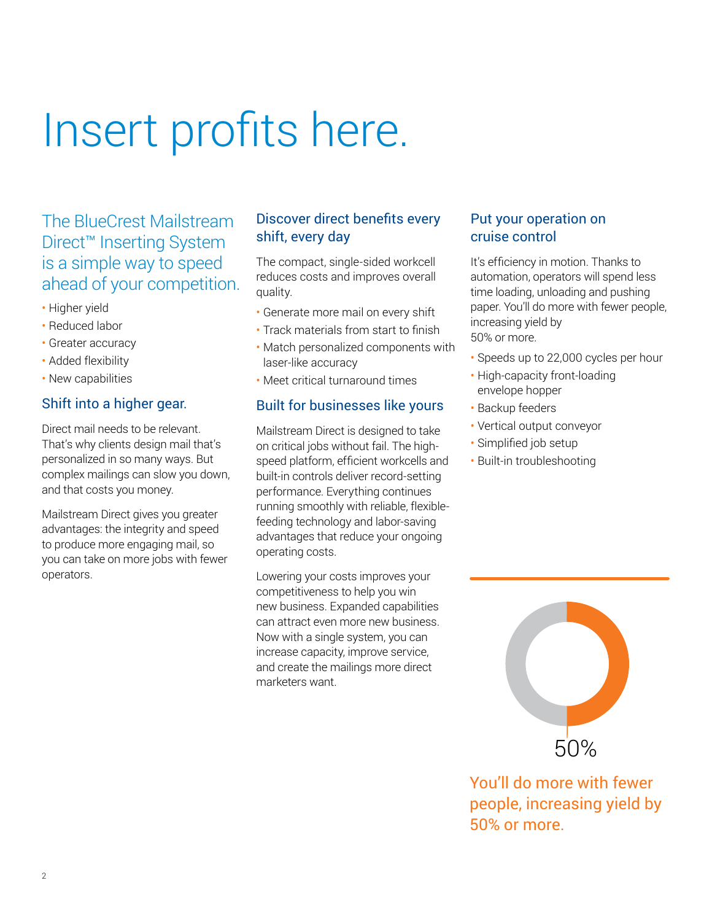# Insert profits here.

## The BlueCrest Mailstream Direct™ Inserting System is a simple way to speed ahead of your competition.

- Higher yield
- Reduced labor
- Greater accuracy
- Added flexibility
- New capabilities

### Shift into a higher gear.

Direct mail needs to be relevant. That's why clients design mail that's personalized in so many ways. But complex mailings can slow you down, and that costs you money.

Mailstream Direct gives you greater advantages: the integrity and speed to produce more engaging mail, so you can take on more jobs with fewer operators.

### Discover direct benefits every shift, every day

The compact, single-sided workcell reduces costs and improves overall quality.

- Generate more mail on every shift
- Track materials from start to finish
- Match personalized components with laser-like accuracy
- Meet critical turnaround times

### Built for businesses like yours

Mailstream Direct is designed to take on critical jobs without fail. The high-speed platform, efficient workcells and built-in controls deliver record-setting performance. Everything continues running smoothly with reliable, flexible-feeding technology and labor-saving advantages that reduce your ongoing operating costs.

Lowering your costs improves your competitiveness to help you win new business. Expanded capabilities can attract even more new business. Now with a single system, you can increase capacity, improve service, and create the mailings more direct marketers want.

### Put your operation on cruise control

It's efficiency in motion. Thanks to automation, operators will spend less time loading, unloading and pushing paper. You'll do more with fewer people, increasing yield by 50% or more.

- Speeds up to 22,000 cycles per hour
- High-capacity front-loading envelope hopper
- Backup feeders
- Vertical output conveyor
- Simplified job setup
- Built-in troubleshooting

50%

You'll do more with fewer people, increasing yield by 50% or more.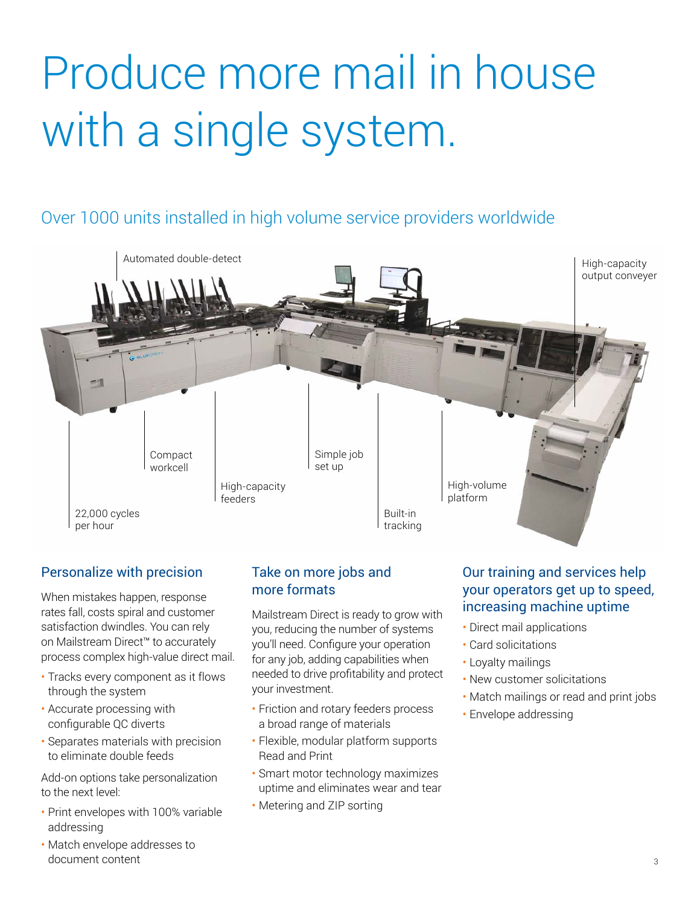# Produce more mail in house with a single system.

## Over 1000 units installed in high volume service providers worldwide

Automated double-detect

High-capacity output conveyer

Compact workcell

Simple job set up

High-capacity feeders

High-volume platform

22,000 cycles per hour

Built-in tracking

### Personalize with precision

When mistakes happen, response rates fall, costs spiral and customer satisfaction dwindles. You can rely on Mailstream Direct™ to accurately process complex high-value direct mail.

- Tracks every component as it flows through the system
- Accurate processing with configurable QC diverts
- Separates materials with precision to eliminate double feeds

Add-on options take personalization to the next level:

- Print envelopes with 100% variable addressing
- Match envelope addresses to document content

### Take on more jobs and more formats

Mailstream Direct is ready to grow with you, reducing the number of systems you'll need. Configure your operation for any job, adding capabilities when needed to drive profitability and protect your investment.

- Friction and rotary feeders process a broad range of materials
- Flexible, modular platform supports Read and Print
- Smart motor technology maximizes uptime and eliminates wear and tear
- Metering and ZIP sorting

### Our training and services help your operators get up to speed, increasing machine uptime

- Direct mail applications
- Card solicitations
- Loyalty mailings
- New customer solicitations
- Match mailings or read and print jobs
- Envelope addressing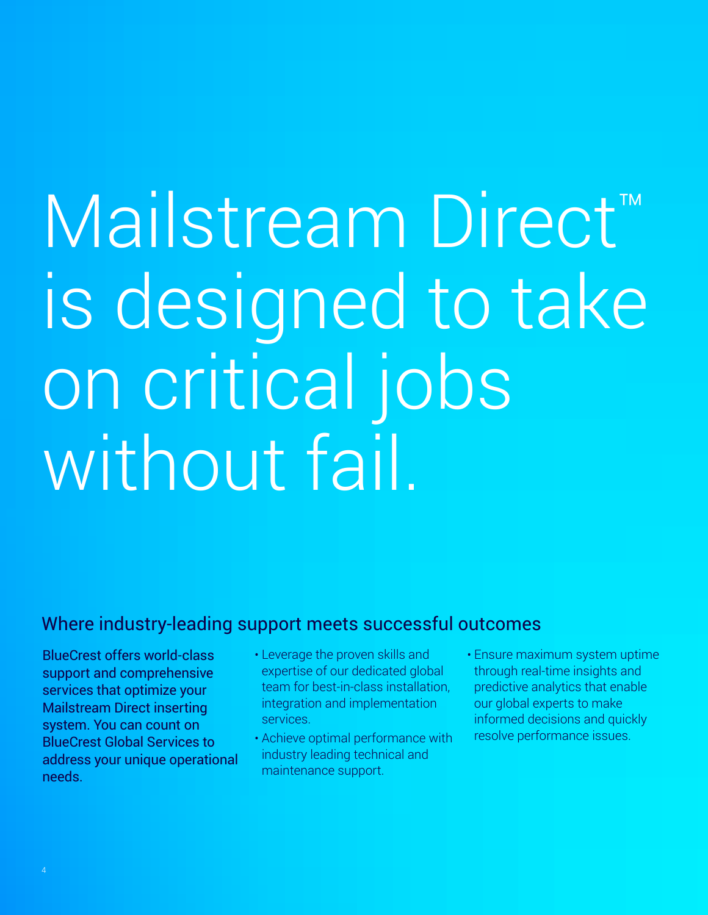# Mailstream Direct™ is designed to take on critical jobs without fail.

## Where industry-leading support meets successful outcomes

BlueCrest offers world-class support and comprehensive services that optimize your Mailstream Direct inserting system. You can count on BlueCrest Global Services to address your unique operational needs.

- Leverage the proven skills and expertise of our dedicated global team for best-in-class installation, integration and implementation services.
- Achieve optimal performance with industry leading technical and maintenance support.
- Ensure maximum system uptime through real-time insights and predictive analytics that enable our global experts to make informed decisions and quickly resolve performance issues.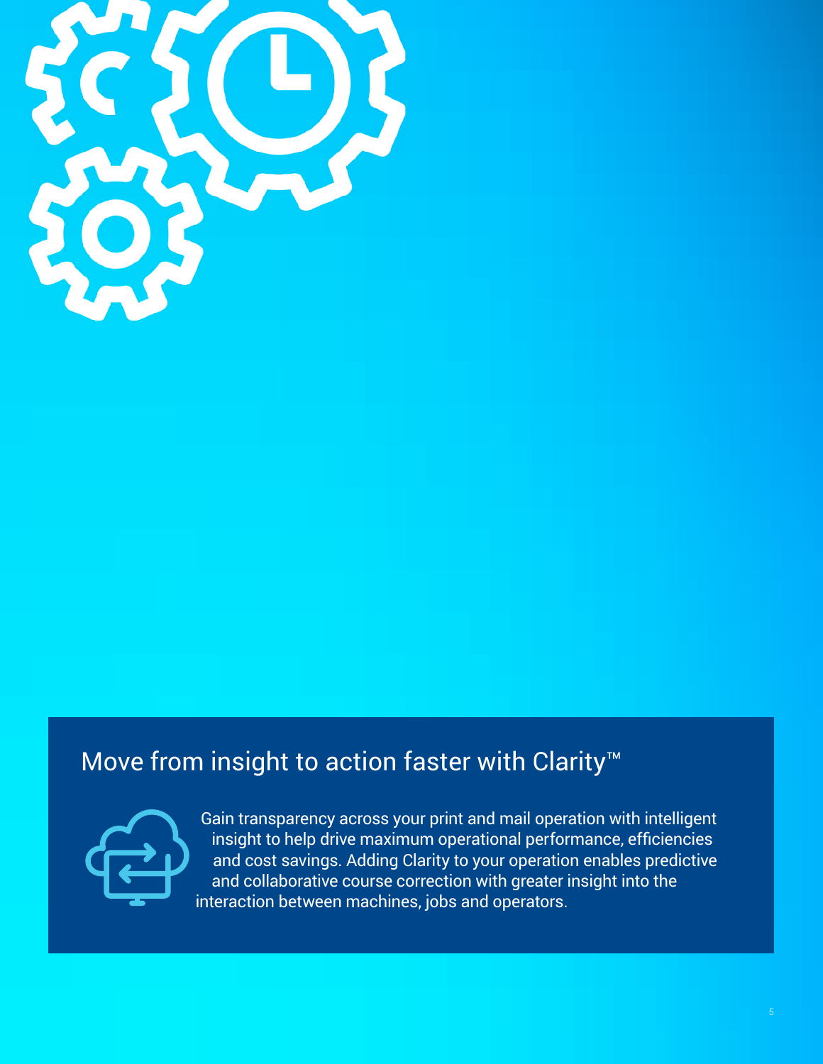## Move from insight to action faster with Clarity™

Gain transparency across your print and mail operation with intelligent insight to help drive maximum operational performance, efficiencies and cost savings. Adding Clarity to your operation enables predictive and collaborative course correction with greater insight into the interaction between machines, jobs and operators.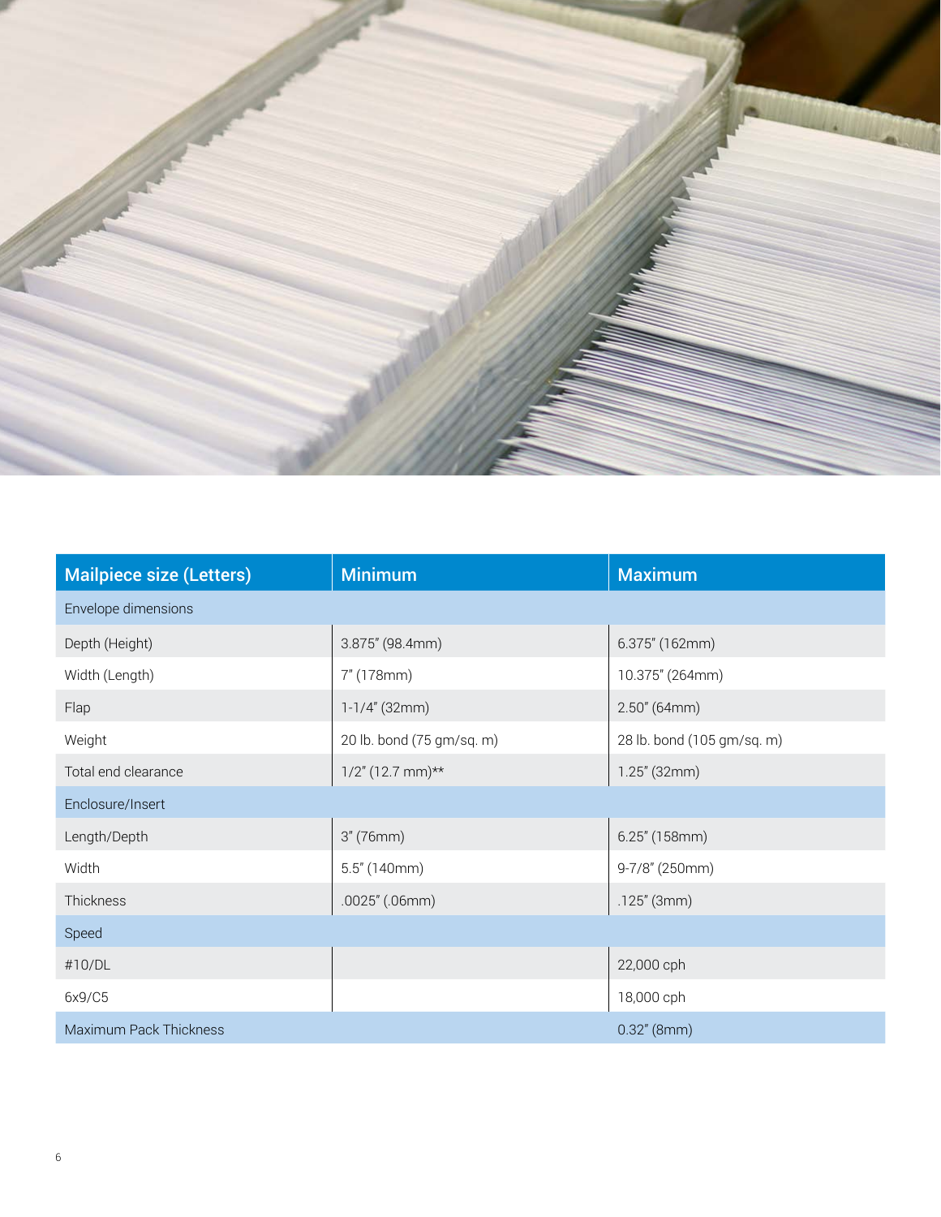| Mailpiece size (Letters) | Minimum | Maximum |
|---|---|---|
| Envelope dimensions | | |
| Depth (Height) | 3.875" (98.4mm) | 6.375" (162mm) |
| Width (Length) | 7" (178mm) | 10.375" (264mm) |
| Flap | 1-1/4" (32mm) | 2.50" (64mm) |
| Weight | 20 lb. bond (75 gm/sq. m) | 28 lb. bond (105 gm/sq. m) |
| Total end clearance | 1/2" (12.7 mm)** | 1.25" (32mm) |
| Enclosure/Insert | | |
| Length/Depth | 3" (76mm) | 6.25" (158mm) |
| Width | 5.5" (140mm) | 9-7/8" (250mm) |
| Thickness | .0025" (.06mm) | .125" (3mm) |
| Speed | | |
| #10/DL | | 22,000 cph |
| 6x9/C5 | | 18,000 cph |
| Maximum Pack Thickness | | 0.32" (8mm) |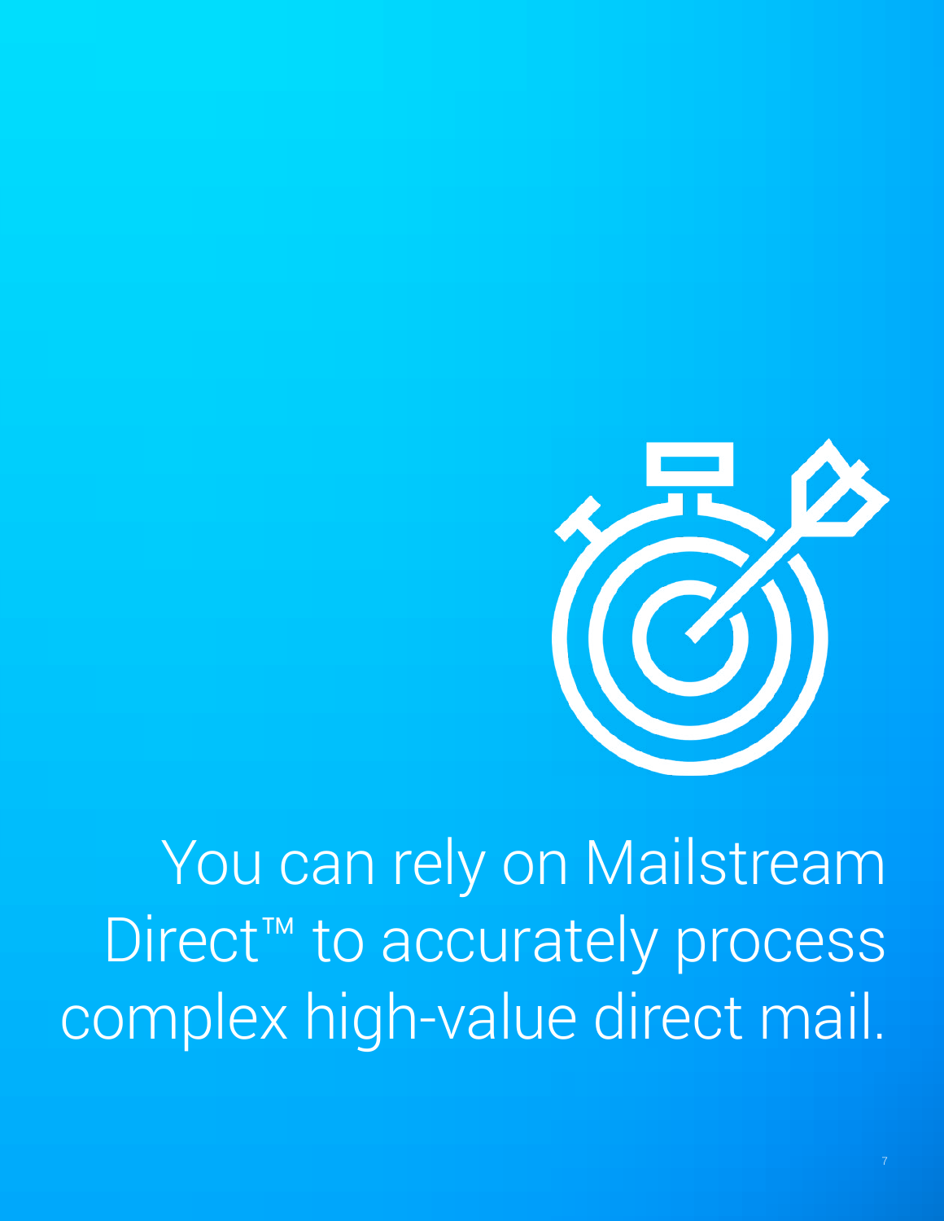You can rely on Mailstream Direct™ to accurately process complex high-value direct mail.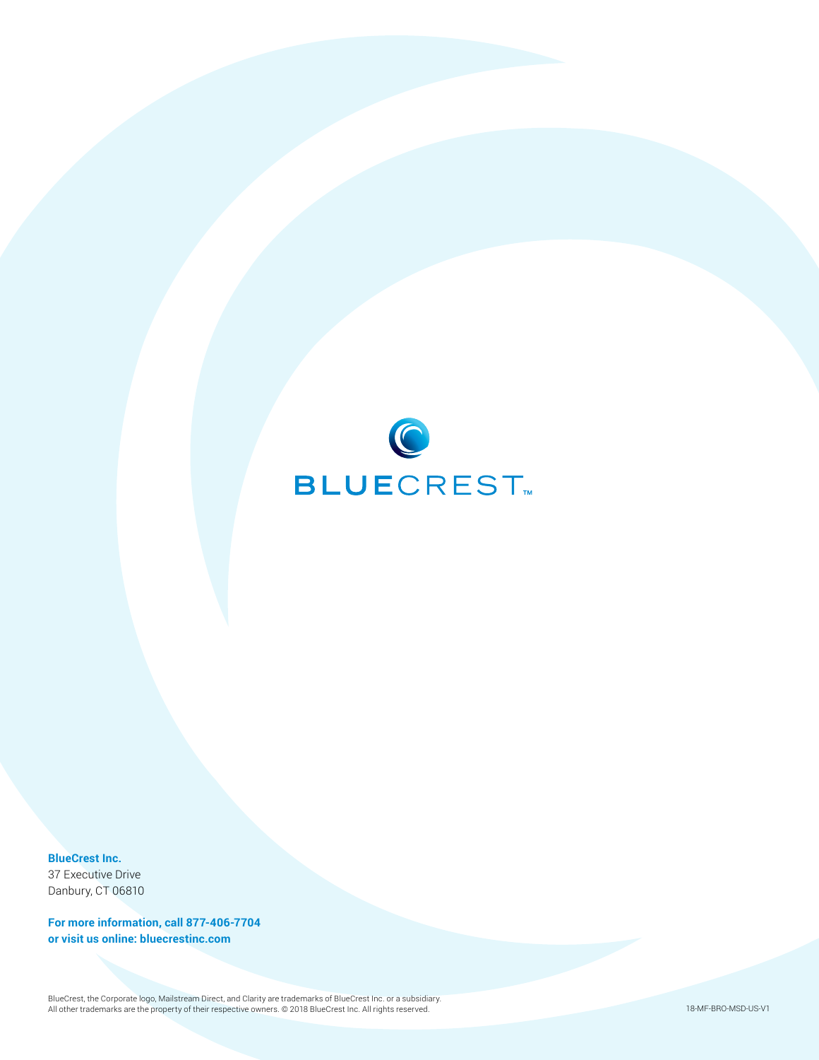BLUECREST™

**BlueCrest Inc.**
37 Executive Drive
Danbury, CT 06810

**For more information, call 877-406-7704**
**or visit us online: bluecrestinc.com**

BlueCrest, the Corporate logo, Mailstream Direct, and Clarity are trademarks of BlueCrest Inc. or a subsidiary.
All other trademarks are the property of their respective owners. © 2018 BlueCrest Inc. All rights reserved.

18-MF-BRO-MSD-US-V1